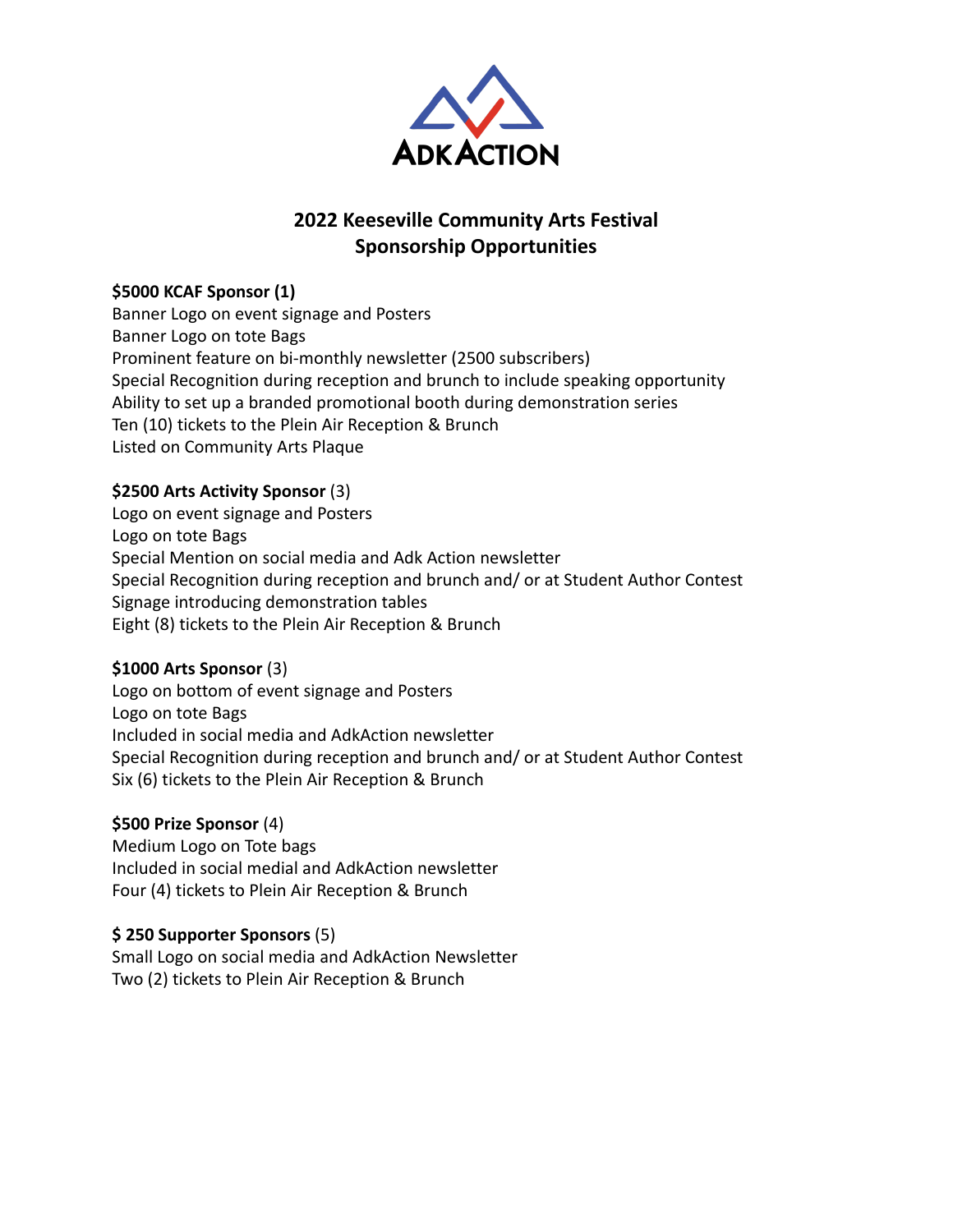AdkAction

# 2022 Keeseville Community Arts Festival
# Sponsorship Opportunities

**$5000 KCAF Sponsor (1)**
Banner Logo on event signage and Posters
Banner Logo on tote Bags
Prominent feature on bi-monthly newsletter (2500 subscribers)
Special Recognition during reception and brunch to include speaking opportunity
Ability to set up a branded promotional booth during demonstration series
Ten (10) tickets to the Plein Air Reception & Brunch
Listed on Community Arts Plaque

**$2500 Arts Activity Sponsor** (3)
Logo on event signage and Posters
Logo on tote Bags
Special Mention on social media and Adk Action newsletter
Special Recognition during reception and brunch and/ or at Student Author Contest
Signage introducing demonstration tables
Eight (8) tickets to the Plein Air Reception & Brunch

**$1000 Arts Sponsor** (3)
Logo on bottom of event signage and Posters
Logo on tote Bags
Included in social media and AdkAction newsletter
Special Recognition during reception and brunch and/ or at Student Author Contest
Six (6) tickets to the Plein Air Reception & Brunch

**$500 Prize Sponsor** (4)
Medium Logo on Tote bags
Included in social medial and AdkAction newsletter
Four (4) tickets to Plein Air Reception & Brunch

**$ 250 Supporter Sponsors** (5)
Small Logo on social media and AdkAction Newsletter
Two (2) tickets to Plein Air Reception & Brunch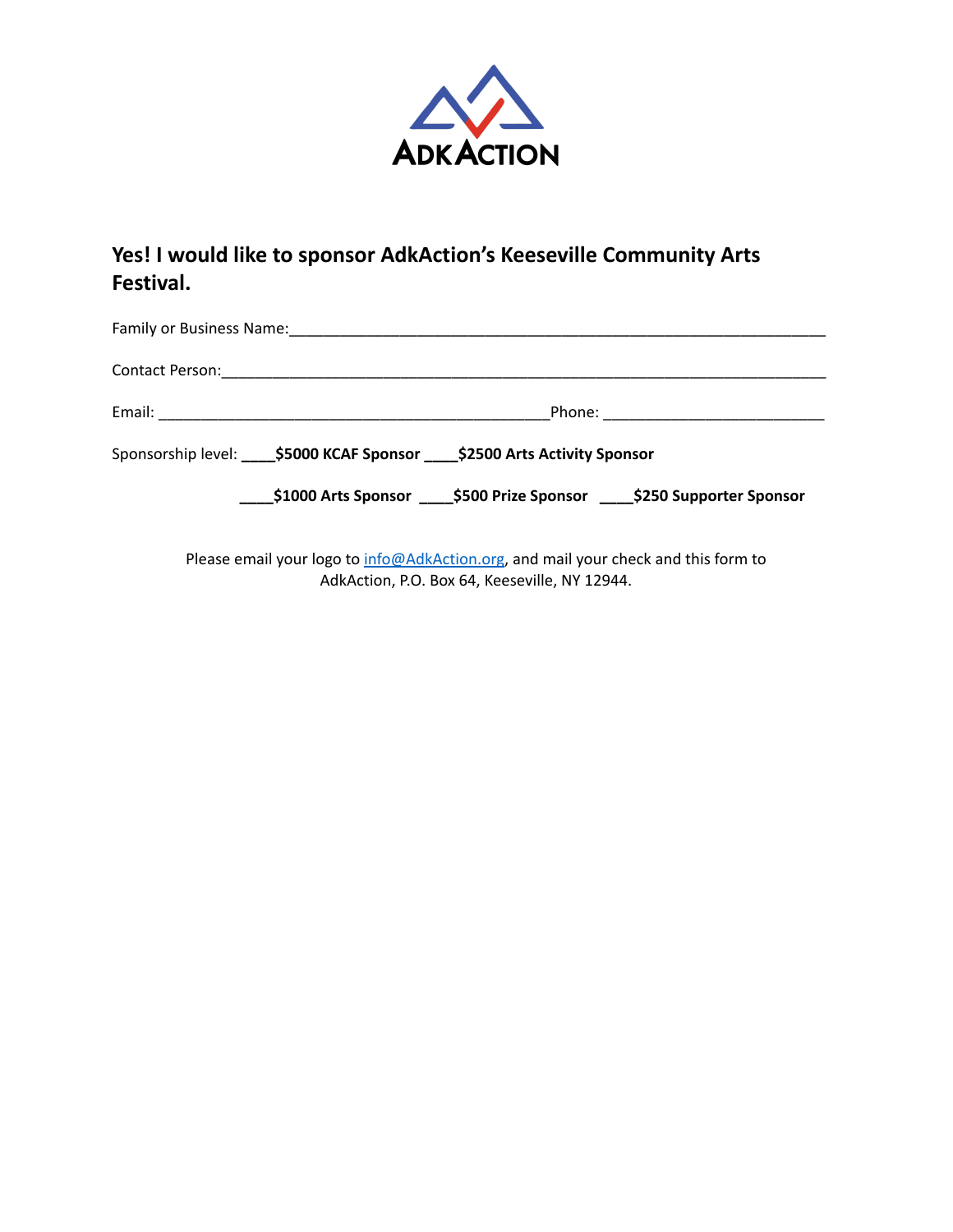ADKACTION

## Yes! I would like to sponsor AdkAction's Keeseville Community Arts Festival.

Family or Business Name:_______________________________________________________________

Contact Person:_______________________________________________________________________

Email: ______________________________________________Phone: _________________________

Sponsorship level: ____**$5000 KCAF Sponsor** ____**$2500 Arts Activity Sponsor**

____**$1000 Arts Sponsor** ____**$500 Prize Sponsor** ____**$250 Supporter Sponsor**

Please email your logo to info@AdkAction.org, and mail your check and this form to AdkAction, P.O. Box 64, Keeseville, NY 12944.